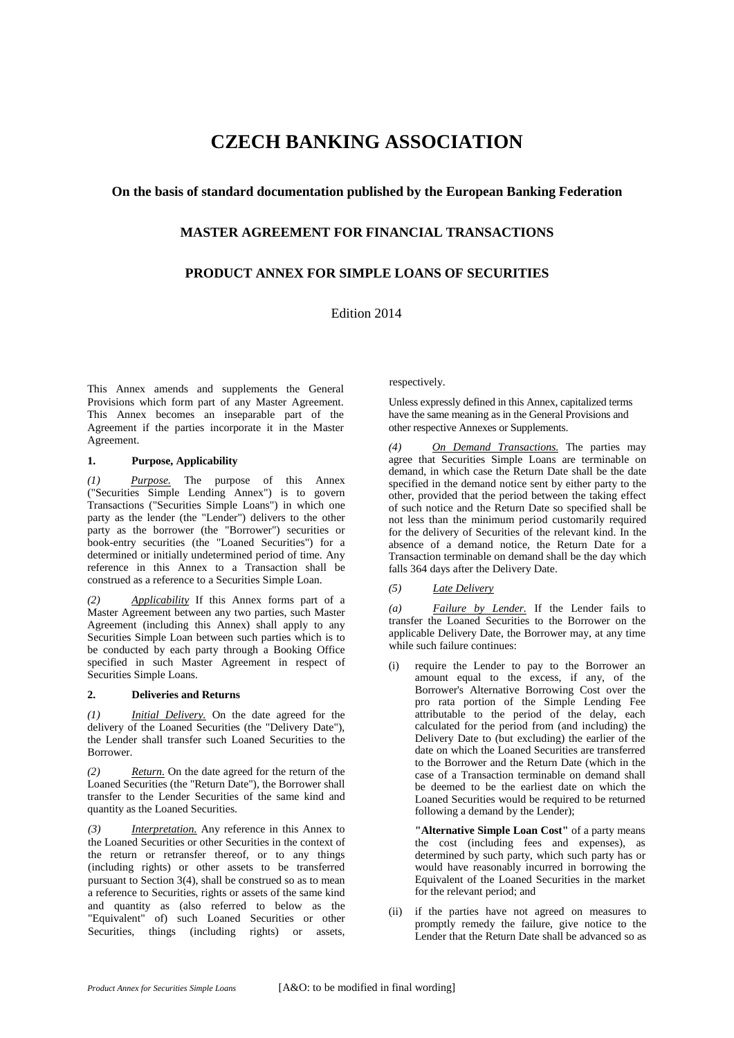# CZECH BANKING ASSOCIATION

### On the basis of standard documentation published by the European Banking Federation

### MASTER AGREEMENT FOR FINANCIAL TRANSACTIONS

### PRODUCT ANNEX FOR SIMPLE LOANS OF SECURITIES

Edition 2014

This Annex amends and supplements the General Provisions which form part of any Master Agreement. This Annex becomes an inseparable part of the Agreement if the parties incorporate it in the Master Agreement.

#### 1. Purpose, Applicability

*(1)* *Purpose.* The purpose of this Annex ("Securities Simple Lending Annex") is to govern Transactions ("Securities Simple Loans") in which one party as the lender (the "Lender") delivers to the other party as the borrower (the "Borrower") securities or book-entry securities (the "Loaned Securities") for a determined or initially undetermined period of time. Any reference in this Annex to a Transaction shall be construed as a reference to a Securities Simple Loan.

*(2)* *Applicability* If this Annex forms part of a Master Agreement between any two parties, such Master Agreement (including this Annex) shall apply to any Securities Simple Loan between such parties which is to be conducted by each party through a Booking Office specified in such Master Agreement in respect of Securities Simple Loans.

#### 2. Deliveries and Returns

*(1)* *Initial Delivery.* On the date agreed for the delivery of the Loaned Securities (the "Delivery Date"), the Lender shall transfer such Loaned Securities to the Borrower.

*(2)* *Return.* On the date agreed for the return of the Loaned Securities (the "Return Date"), the Borrower shall transfer to the Lender Securities of the same kind and quantity as the Loaned Securities.

*(3)* *Interpretation.* Any reference in this Annex to the Loaned Securities or other Securities in the context of the return or retransfer thereof, or to any things (including rights) or other assets to be transferred pursuant to Section 3(4), shall be construed so as to mean a reference to Securities, rights or assets of the same kind and quantity as (also referred to below as the "Equivalent" of) such Loaned Securities or other Securities, things (including rights) or assets, respectively.

Unless expressly defined in this Annex, capitalized terms have the same meaning as in the General Provisions and other respective Annexes or Supplements.

*(4)* *On Demand Transactions.* The parties may agree that Securities Simple Loans are terminable on demand, in which case the Return Date shall be the date specified in the demand notice sent by either party to the other, provided that the period between the taking effect of such notice and the Return Date so specified shall be not less than the minimum period customarily required for the delivery of Securities of the relevant kind. In the absence of a demand notice, the Return Date for a Transaction terminable on demand shall be the day which falls 364 days after the Delivery Date.

*(5)* *Late Delivery*

*(a)* *Failure by Lender.* If the Lender fails to transfer the Loaned Securities to the Borrower on the applicable Delivery Date, the Borrower may, at any time while such failure continues:

(i) require the Lender to pay to the Borrower an amount equal to the excess, if any, of the Borrower's Alternative Borrowing Cost over the pro rata portion of the Simple Lending Fee attributable to the period of the delay, each calculated for the period from (and including) the Delivery Date to (but excluding) the earlier of the date on which the Loaned Securities are transferred to the Borrower and the Return Date (which in the case of a Transaction terminable on demand shall be deemed to be the earliest date on which the Loaned Securities would be required to be returned following a demand by the Lender);

   **"Alternative Simple Loan Cost"** of a party means the cost (including fees and expenses), as determined by such party, which such party has or would have reasonably incurred in borrowing the Equivalent of the Loaned Securities in the market for the relevant period; and

(ii) if the parties have not agreed on measures to promptly remedy the failure, give notice to the Lender that the Return Date shall be advanced so as

[A&O: to be modified in final wording]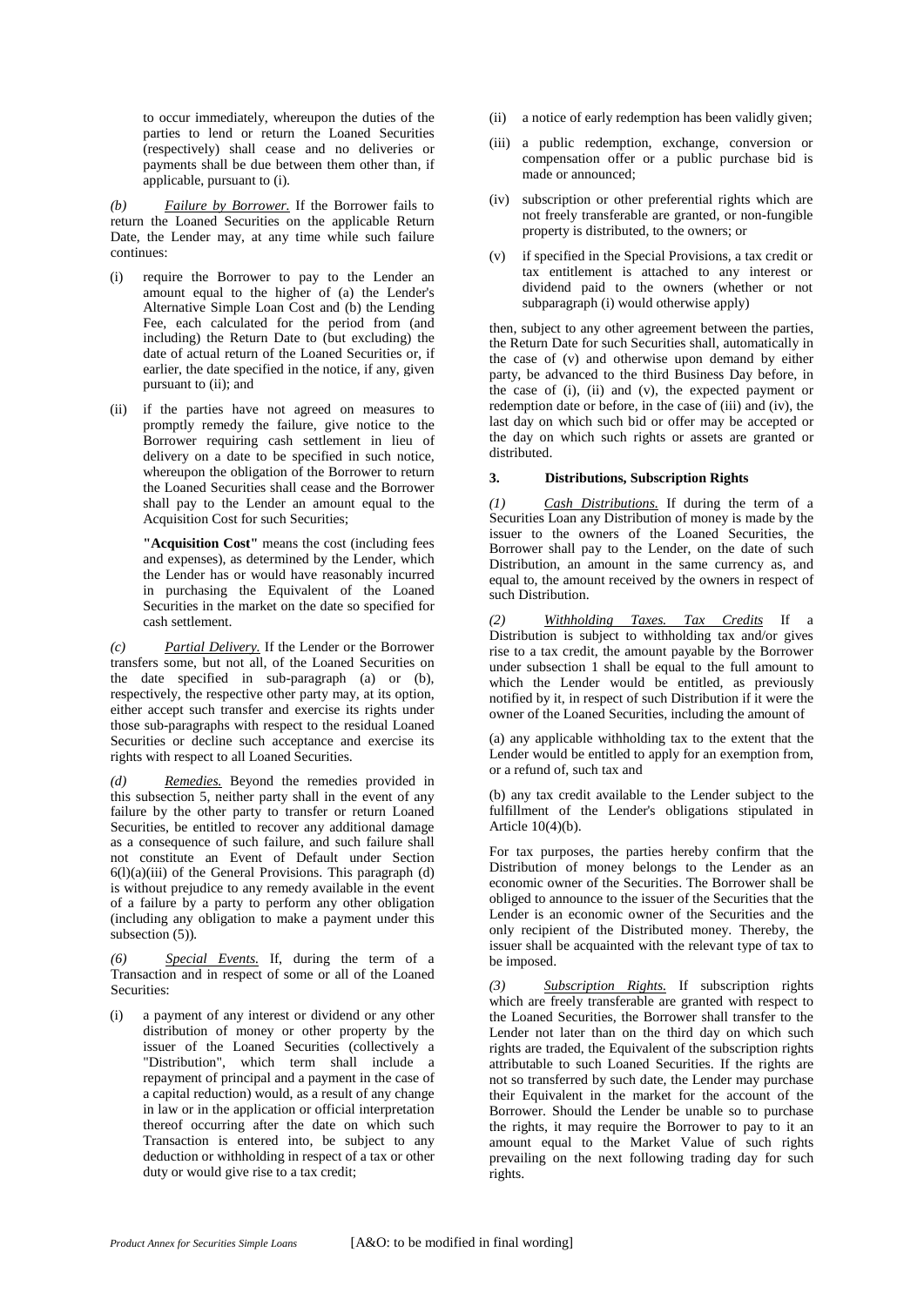to occur immediately, whereupon the duties of the parties to lend or return the Loaned Securities (respectively) shall cease and no deliveries or payments shall be due between them other than, if applicable, pursuant to (i).

*(b)* *Failure by Borrower.* If the Borrower fails to return the Loaned Securities on the applicable Return Date, the Lender may, at any time while such failure continues:

(i) require the Borrower to pay to the Lender an amount equal to the higher of (a) the Lender's Alternative Simple Loan Cost and (b) the Lending Fee, each calculated for the period from (and including) the Return Date to (but excluding) the date of actual return of the Loaned Securities or, if earlier, the date specified in the notice, if any, given pursuant to (ii); and

(ii) if the parties have not agreed on measures to promptly remedy the failure, give notice to the Borrower requiring cash settlement in lieu of delivery on a date to be specified in such notice, whereupon the obligation of the Borrower to return the Loaned Securities shall cease and the Borrower shall pay to the Lender an amount equal to the Acquisition Cost for such Securities;

**"Acquisition Cost"** means the cost (including fees and expenses), as determined by the Lender, which the Lender has or would have reasonably incurred in purchasing the Equivalent of the Loaned Securities in the market on the date so specified for cash settlement.

*(c)* *Partial Delivery.* If the Lender or the Borrower transfers some, but not all, of the Loaned Securities on the date specified in sub-paragraph (a) or (b), respectively, the respective other party may, at its option, either accept such transfer and exercise its rights under those sub-paragraphs with respect to the residual Loaned Securities or decline such acceptance and exercise its rights with respect to all Loaned Securities.

*(d)* *Remedies.* Beyond the remedies provided in this subsection 5, neither party shall in the event of any failure by the other party to transfer or return Loaned Securities, be entitled to recover any additional damage as a consequence of such failure, and such failure shall not constitute an Event of Default under Section 6(l)(a)(iii) of the General Provisions. This paragraph (d) is without prejudice to any remedy available in the event of a failure by a party to perform any other obligation (including any obligation to make a payment under this subsection (5)).

*(6)* *Special Events.* If, during the term of a Transaction and in respect of some or all of the Loaned Securities:

(i) a payment of any interest or dividend or any other distribution of money or other property by the issuer of the Loaned Securities (collectively a "Distribution", which term shall include a repayment of principal and a payment in the case of a capital reduction) would, as a result of any change in law or in the application or official interpretation thereof occurring after the date on which such Transaction is entered into, be subject to any deduction or withholding in respect of a tax or other duty or would give rise to a tax credit;

(ii) a notice of early redemption has been validly given;

(iii) a public redemption, exchange, conversion or compensation offer or a public purchase bid is made or announced;

(iv) subscription or other preferential rights which are not freely transferable are granted, or non-fungible property is distributed, to the owners; or

(v) if specified in the Special Provisions, a tax credit or tax entitlement is attached to any interest or dividend paid to the owners (whether or not subparagraph (i) would otherwise apply)

then, subject to any other agreement between the parties, the Return Date for such Securities shall, automatically in the case of (v) and otherwise upon demand by either party, be advanced to the third Business Day before, in the case of (i), (ii) and (v), the expected payment or redemption date or before, in the case of (iii) and (iv), the last day on which such bid or offer may be accepted or the day on which such rights or assets are granted or distributed.

### 3. Distributions, Subscription Rights

*(1)* *Cash Distributions.* If during the term of a Securities Loan any Distribution of money is made by the issuer to the owners of the Loaned Securities, the Borrower shall pay to the Lender, on the date of such Distribution, an amount in the same currency as, and equal to, the amount received by the owners in respect of such Distribution.

*(2)* *Withholding Taxes. Tax Credits* If a Distribution is subject to withholding tax and/or gives rise to a tax credit, the amount payable by the Borrower under subsection 1 shall be equal to the full amount to which the Lender would be entitled, as previously notified by it, in respect of such Distribution if it were the owner of the Loaned Securities, including the amount of

(a) any applicable withholding tax to the extent that the Lender would be entitled to apply for an exemption from, or a refund of, such tax and

(b) any tax credit available to the Lender subject to the fulfillment of the Lender's obligations stipulated in Article 10(4)(b).

For tax purposes, the parties hereby confirm that the Distribution of money belongs to the Lender as an economic owner of the Securities. The Borrower shall be obliged to announce to the issuer of the Securities that the Lender is an economic owner of the Securities and the only recipient of the Distributed money. Thereby, the issuer shall be acquainted with the relevant type of tax to be imposed.

*(3)* *Subscription Rights.* If subscription rights which are freely transferable are granted with respect to the Loaned Securities, the Borrower shall transfer to the Lender not later than on the third day on which such rights are traded, the Equivalent of the subscription rights attributable to such Loaned Securities. If the rights are not so transferred by such date, the Lender may purchase their Equivalent in the market for the account of the Borrower. Should the Lender be unable so to purchase the rights, it may require the Borrower to pay to it an amount equal to the Market Value of such rights prevailing on the next following trading day for such rights.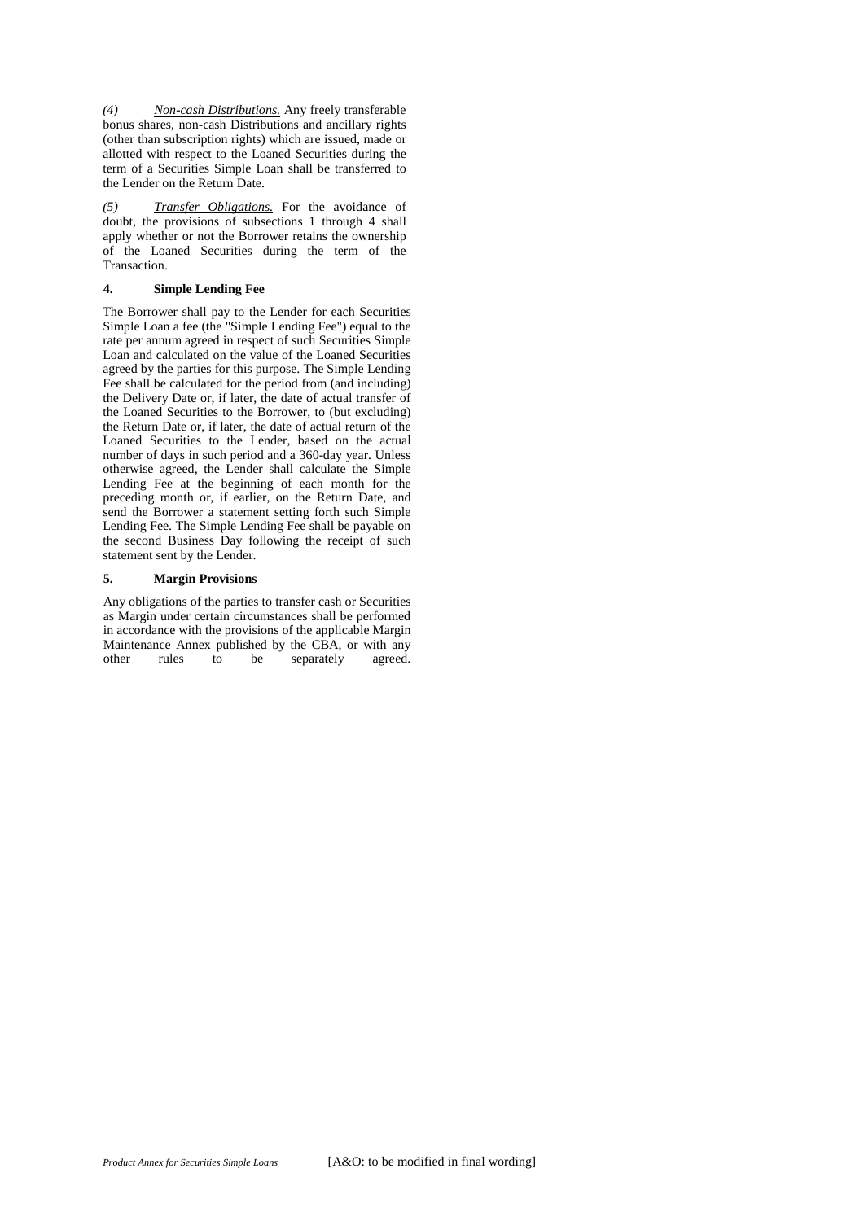*(4)* *Non-cash Distributions.* Any freely transferable bonus shares, non-cash Distributions and ancillary rights (other than subscription rights) which are issued, made or allotted with respect to the Loaned Securities during the term of a Securities Simple Loan shall be transferred to the Lender on the Return Date.

*(5)* *Transfer Obligations.* For the avoidance of doubt, the provisions of subsections 1 through 4 shall apply whether or not the Borrower retains the ownership of the Loaned Securities during the term of the Transaction.

### 4. Simple Lending Fee

The Borrower shall pay to the Lender for each Securities Simple Loan a fee (the "Simple Lending Fee") equal to the rate per annum agreed in respect of such Securities Simple Loan and calculated on the value of the Loaned Securities agreed by the parties for this purpose. The Simple Lending Fee shall be calculated for the period from (and including) the Delivery Date or, if later, the date of actual transfer of the Loaned Securities to the Borrower, to (but excluding) the Return Date or, if later, the date of actual return of the Loaned Securities to the Lender, based on the actual number of days in such period and a 360-day year. Unless otherwise agreed, the Lender shall calculate the Simple Lending Fee at the beginning of each month for the preceding month or, if earlier, on the Return Date, and send the Borrower a statement setting forth such Simple Lending Fee. The Simple Lending Fee shall be payable on the second Business Day following the receipt of such statement sent by the Lender.

### 5. Margin Provisions

Any obligations of the parties to transfer cash or Securities as Margin under certain circumstances shall be performed in accordance with the provisions of the applicable Margin Maintenance Annex published by the CBA, or with any other rules to be separately agreed.

[A&O: to be modified in final wording]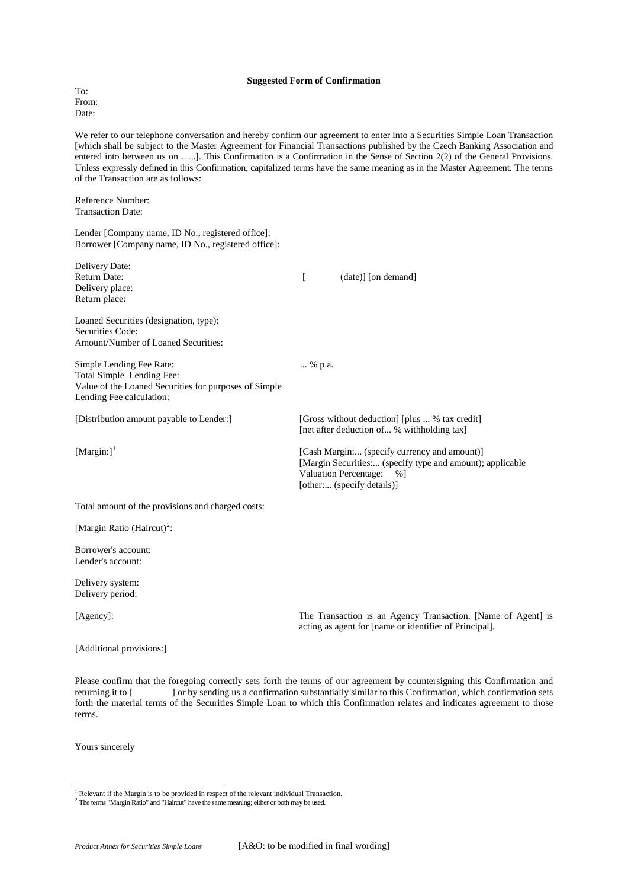**Suggested Form of Confirmation**

To:
From:
Date:

We refer to our telephone conversation and hereby confirm our agreement to enter into a Securities Simple Loan Transaction [which shall be subject to the Master Agreement for Financial Transactions published by the Czech Banking Association and entered into between us on …..]. This Confirmation is a Confirmation in the Sense of Section 2(2) of the General Provisions. Unless expressly defined in this Confirmation, capitalized terms have the same meaning as in the Master Agreement. The terms of the Transaction are as follows:

Reference Number:
Transaction Date:

Lender [Company name, ID No., registered office]:
Borrower [Company name, ID No., registered office]:

Delivery Date:
Return Date: [ (date)] [on demand]
Delivery place:
Return place:

Loaned Securities (designation, type):
Securities Code:
Amount/Number of Loaned Securities:

Simple Lending Fee Rate: ... % p.a.
Total Simple Lending Fee:
Value of the Loaned Securities for purposes of Simple Lending Fee calculation:

[Distribution amount payable to Lender:] [Gross without deduction] [plus ... % tax credit] [net after deduction of... % withholding tax]

[Margin:][1] [Cash Margin:... (specify currency and amount)] [Margin Securities:... (specify type and amount); applicable Valuation Percentage: %] [other:... (specify details)]

Total amount of the provisions and charged costs:

[Margin Ratio (Haircut)[2]:

Borrower's account:
Lender's account:

Delivery system:
Delivery period:

[Agency]: The Transaction is an Agency Transaction. [Name of Agent] is acting as agent for [name or identifier of Principal].

[Additional provisions:]

Please confirm that the foregoing correctly sets forth the terms of our agreement by countersigning this Confirmation and returning it to [ ] or by sending us a confirmation substantially similar to this Confirmation, which confirmation sets forth the material terms of the Securities Simple Loan to which this Confirmation relates and indicates agreement to those terms.

Yours sincerely

---

[1] Relevant if the Margin is to be provided in respect of the relevant individual Transaction.
[2] The terms "Margin Ratio" and "Haircut" have the same meaning; either or both may be used.

[A&O: to be modified in final wording]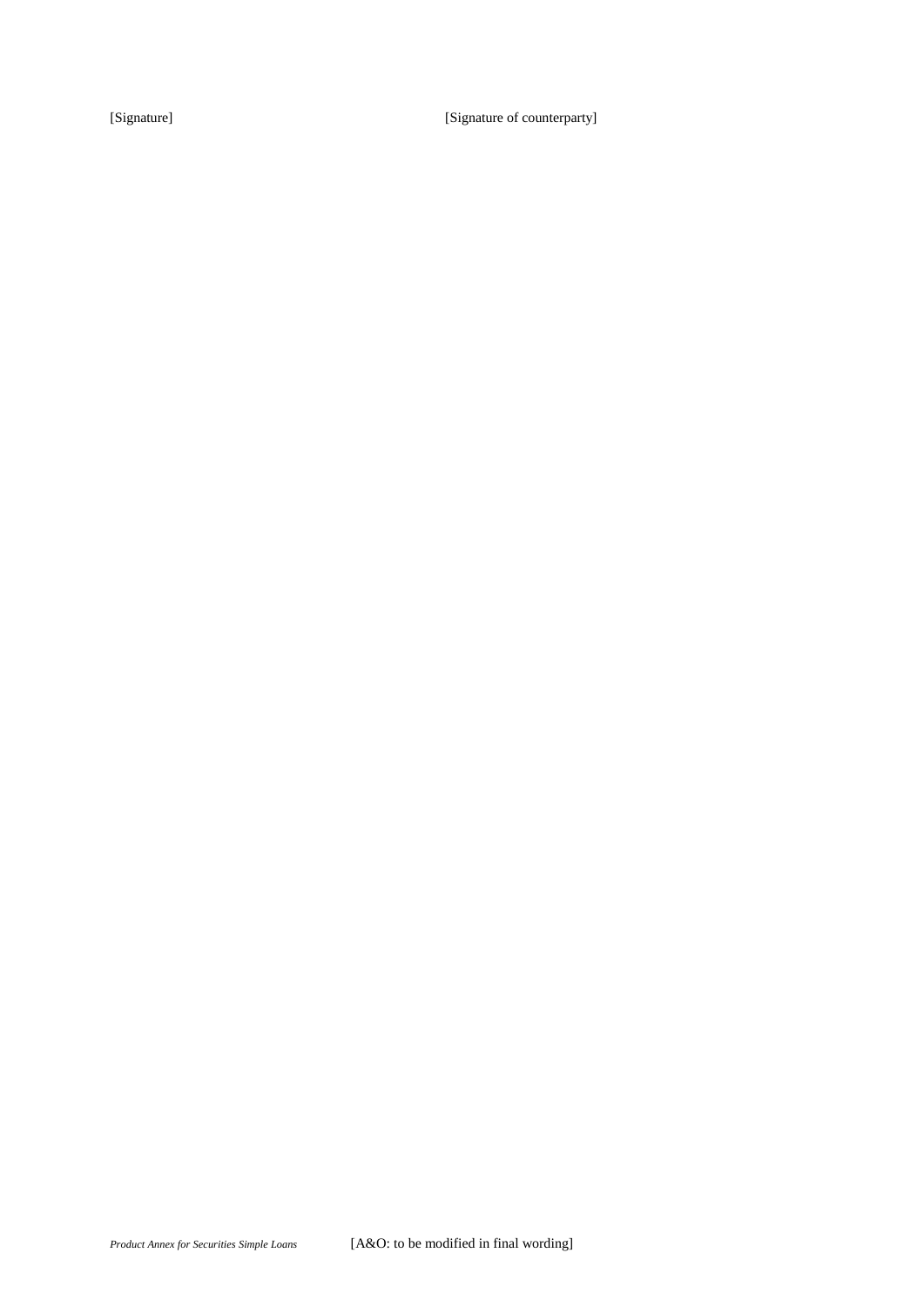| | |
|---|---|
| [Signature] | [Signature of counterparty] |